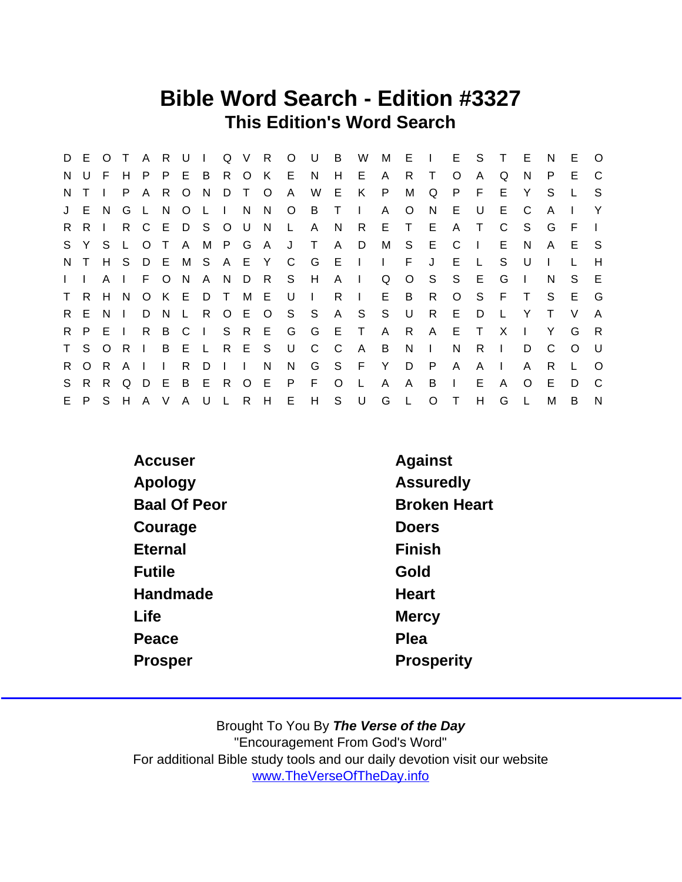# Bible Word Search - Edition #3327

## This Edition's Word Search

```
D E O T A R U I Q V R O U B W M E I E S T E N E O
N U F H P P E B R O K E N H E A R T O A Q N P E C
N T I P A R O N D T O A W E K P M Q P F E Y S L S
J E N G L N O L I N N O B T I A O N E U E C A I Y
R R I R C E D S O U N L A N R E T E A T C S G F I
S Y S L O T A M P G A J T A D M S E C I E N A E S
N T H S D E M S A E Y C G E I I F J E L S U I L H
I I A I F O N A N D R S H A I Q O S S E G I N S E
T R H N O K E D T M E U I R I E B R O S F T S E G
R E N I D N L R O E O S S A S S U R E D L Y T V A
R P E I R B C I S R E G G E T A R A E T X I Y G R
T S O R I B E L R E S U C C A B N I N R I D C O U
R O R A I I R D I I N N G S F Y D P A A I A R L O
S R R Q D E B E R O E P F O L A A B I E A O E D C
E P S H A V A U L R H E H S U G L O T H G L M B N
```

| | |
|---|---|
| Accuser | Against |
| Apology | Assuredly |
| Baal Of Peor | Broken Heart |
| Courage | Doers |
| Eternal | Finish |
| Futile | Gold |
| Handmade | Heart |
| Life | Mercy |
| Peace | Plea |
| Prosper | Prosperity |

Brought To You By ***The Verse of the Day***
"Encouragement From God's Word"
For additional Bible study tools and our daily devotion visit our website
www.TheVerseOfTheDay.info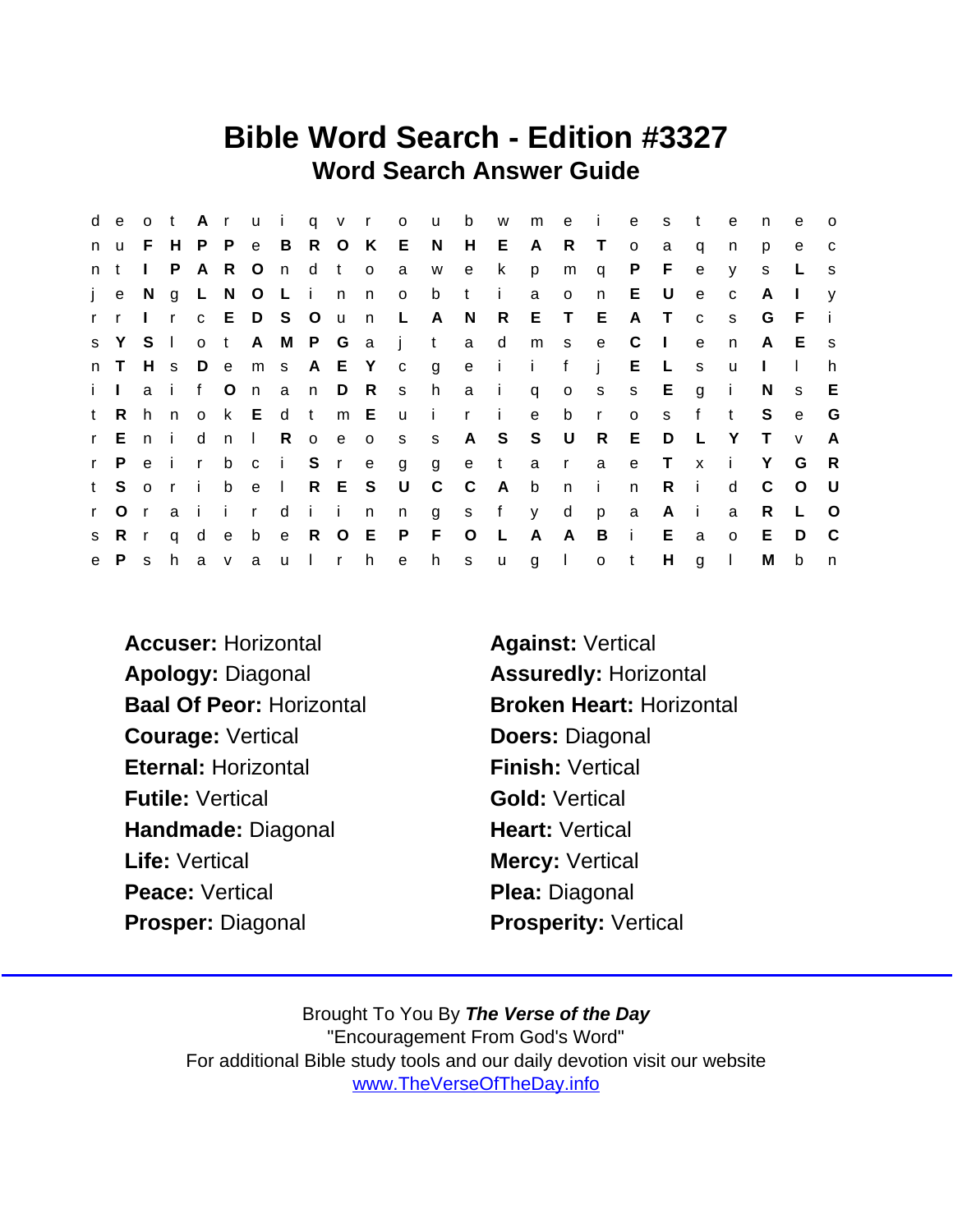# Bible Word Search - Edition #3327

## Word Search Answer Guide

```
d e o t A r u i q v r o u b w m e i e s t e n e o
n u F H P P e B R O K E N H E A R T o a q n p e c
n t I P A R O n d t o a w e k p m q P F e y s L s
j e N g L N O L i n n o b t i a o n E U e c A I y
r r I r c E D S O u n L A N R E T E A T c s G F i
s Y S l o t A M P G a j t a d m s e C I e n A E s
n T H s D e m s A E Y c g e i i f j E L s u I l h
i I a i f O n a n D R s h a i q o s s E g i N s E
t R h n o k E d t m E u i r i e b r o s f t S e G
r E n i d n l R o e o s s A S S U R E D L Y T v A
r P e i r b c i S r e g g e t a r a e T x i Y G R
t S o r i b e l R E S U C C A b n i n R i d C O U
r O r a i i r d i i n n g s f y d p a A i a R L O
s R r q d e b e R O E P F O L A A B i E a o E D C
e P s h a v a u l r h e h s u g l o t H g l M b n
```

**Accuser:** Horizontal
**Against:** Vertical
**Apology:** Diagonal
**Assuredly:** Horizontal
**Baal Of Peor:** Horizontal
**Broken Heart:** Horizontal
**Courage:** Vertical
**Doers:** Diagonal
**Eternal:** Horizontal
**Finish:** Vertical
**Futile:** Vertical
**Gold:** Vertical
**Handmade:** Diagonal
**Heart:** Vertical
**Life:** Vertical
**Mercy:** Vertical
**Peace:** Vertical
**Plea:** Diagonal
**Prosper:** Diagonal
**Prosperity:** Vertical

Brought To You By ***The Verse of the Day***
"Encouragement From God's Word"
For additional Bible study tools and our daily devotion visit our website
www.TheVerseOfTheDay.info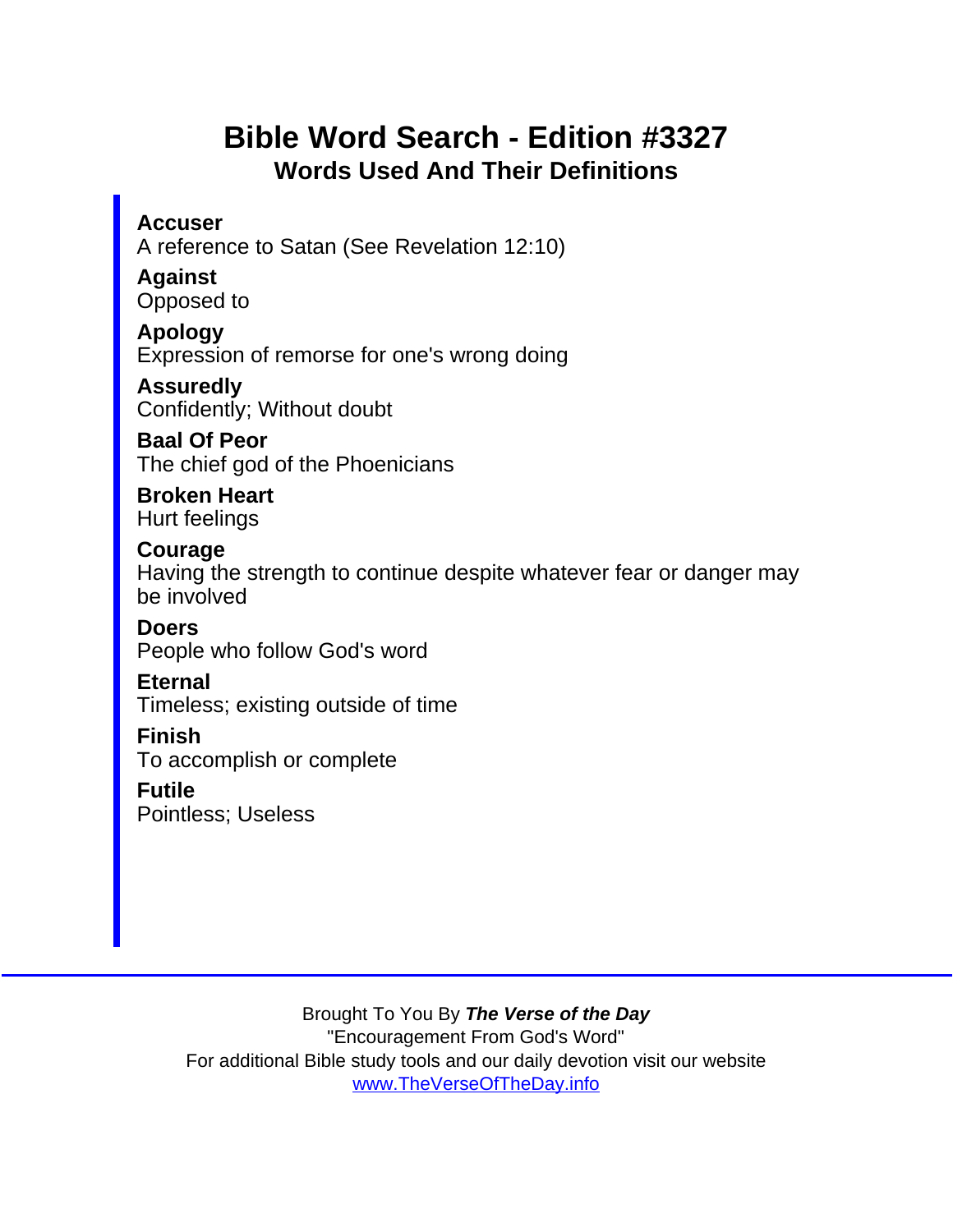# Bible Word Search - Edition #3327

## Words Used And Their Definitions

**Accuser**
A reference to Satan (See Revelation 12:10)

**Against**
Opposed to

**Apology**
Expression of remorse for one's wrong doing

**Assuredly**
Confidently; Without doubt

**Baal Of Peor**
The chief god of the Phoenicians

**Broken Heart**
Hurt feelings

**Courage**
Having the strength to continue despite whatever fear or danger may be involved

**Doers**
People who follow God's word

**Eternal**
Timeless; existing outside of time

**Finish**
To accomplish or complete

**Futile**
Pointless; Useless

---

Brought To You By ***The Verse of the Day***
"Encouragement From God's Word"
For additional Bible study tools and our daily devotion visit our website
[www.TheVerseOfTheDay.info](http://www.TheVerseOfTheDay.info)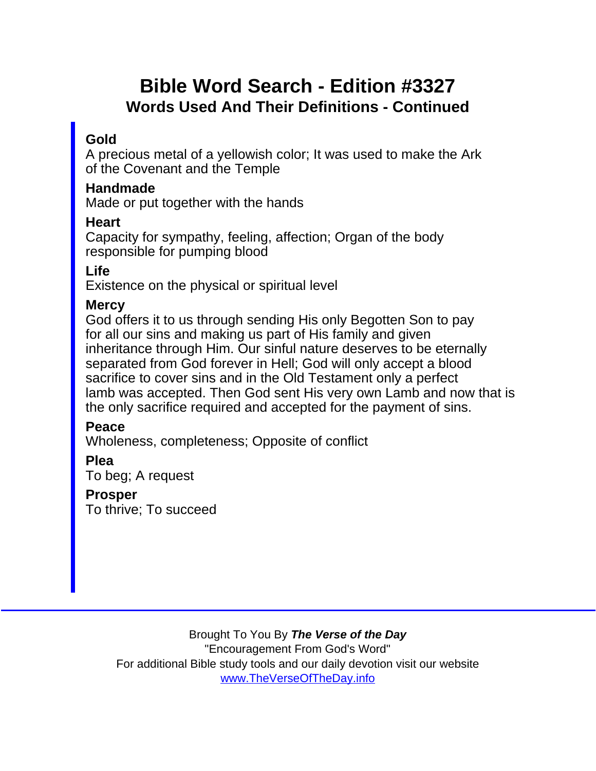# Bible Word Search - Edition #3327

## Words Used And Their Definitions - Continued

**Gold**
A precious metal of a yellowish color; It was used to make the Ark of the Covenant and the Temple

**Handmade**
Made or put together with the hands

**Heart**
Capacity for sympathy, feeling, affection; Organ of the body responsible for pumping blood

**Life**
Existence on the physical or spiritual level

**Mercy**
God offers it to us through sending His only Begotten Son to pay for all our sins and making us part of His family and given inheritance through Him. Our sinful nature deserves to be eternally separated from God forever in Hell; God will only accept a blood sacrifice to cover sins and in the Old Testament only a perfect lamb was accepted. Then God sent His very own Lamb and now that is the only sacrifice required and accepted for the payment of sins.

**Peace**
Wholeness, completeness; Opposite of conflict

**Plea**
To beg; A request

**Prosper**
To thrive; To succeed

---

Brought To You By ***The Verse of the Day***
"Encouragement From God's Word"
For additional Bible study tools and our daily devotion visit our website
[www.TheVerseOfTheDay.info](http://www.TheVerseOfTheDay.info)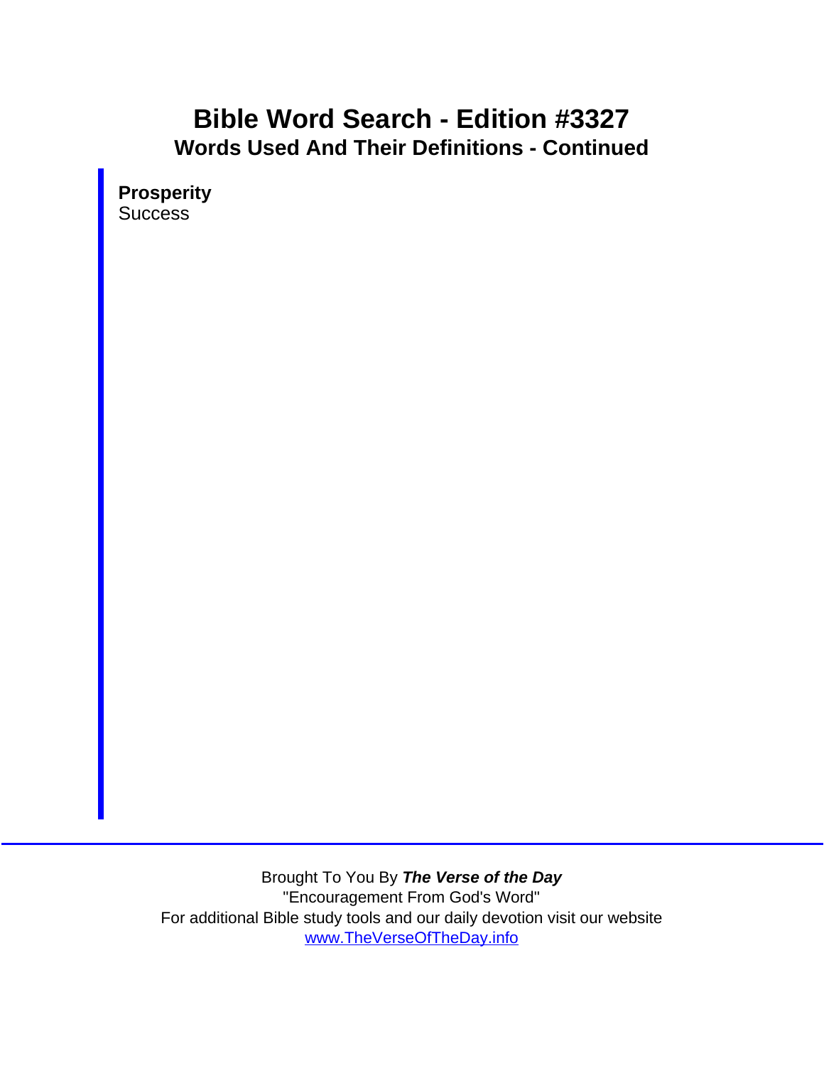# Bible Word Search - Edition #3327

## Words Used And Their Definitions - Continued

**Prosperity**
Success

Brought To You By ***The Verse of the Day***
"Encouragement From God's Word"
For additional Bible study tools and our daily devotion visit our website
www.TheVerseOfTheDay.info